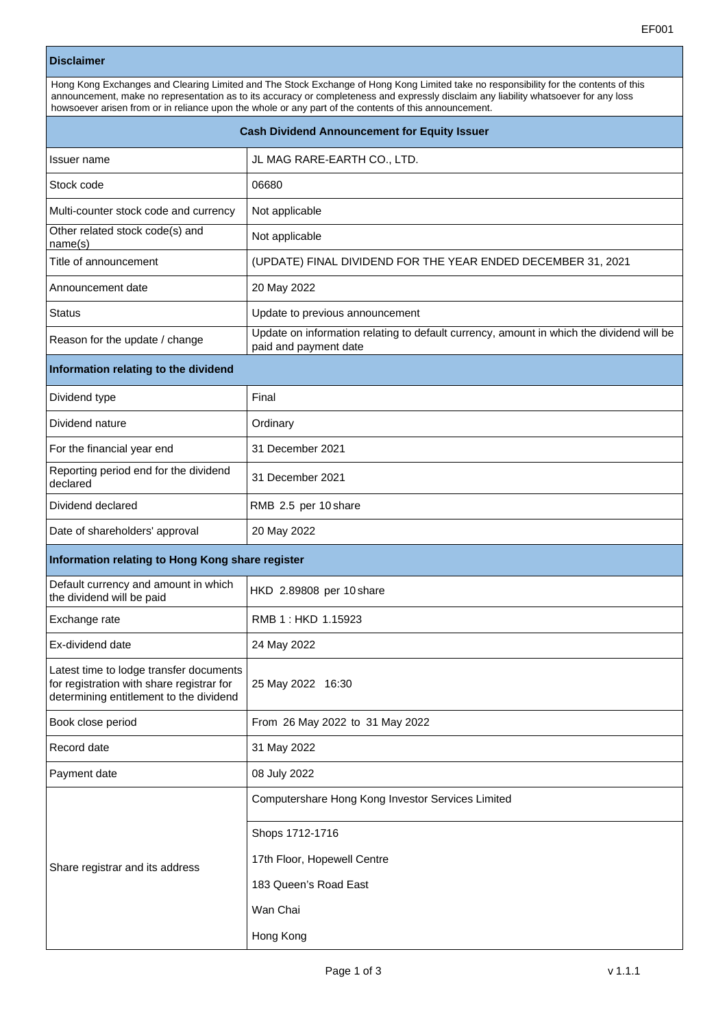EF001

| Disclaimer | |
|---|---|
| Hong Kong Exchanges and Clearing Limited and The Stock Exchange of Hong Kong Limited take no responsibility for the contents of this announcement, make no representation as to its accuracy or completeness and expressly disclaim any liability whatsoever for any loss howsoever arisen from or in reliance upon the whole or any part of the contents of this announcement. | |

| **Cash Dividend Announcement for Equity Issuer** | |
|---|---|
| Issuer name | JL MAG RARE-EARTH CO., LTD. |
| Stock code | 06680 |
| Multi-counter stock code and currency | Not applicable |
| Other related stock code(s) and name(s) | Not applicable |
| Title of announcement | (UPDATE) FINAL DIVIDEND FOR THE YEAR ENDED DECEMBER 31, 2021 |
| Announcement date | 20 May 2022 |
| Status | Update to previous announcement |
| Reason for the update / change | Update on information relating to default currency, amount in which the dividend will be paid and payment date |
| **Information relating to the dividend** | |
| Dividend type | Final |
| Dividend nature | Ordinary |
| For the financial year end | 31 December 2021 |
| Reporting period end for the dividend declared | 31 December 2021 |
| Dividend declared | RMB 2.5 per 10 share |
| Date of shareholders' approval | 20 May 2022 |
| **Information relating to Hong Kong share register** | |
| Default currency and amount in which the dividend will be paid | HKD 2.89808 per 10 share |
| Exchange rate | RMB 1 : HKD 1.15923 |
| Ex-dividend date | 24 May 2022 |
| Latest time to lodge transfer documents for registration with share registrar for determining entitlement to the dividend | 25 May 2022 16:30 |
| Book close period | From 26 May 2022 to 31 May 2022 |
| Record date | 31 May 2022 |
| Payment date | 08 July 2022 |
| Share registrar and its address | Computershare Hong Kong Investor Services Limited<br>Shops 1712-1716<br>17th Floor, Hopewell Centre<br>183 Queen's Road East<br>Wan Chai<br>Hong Kong |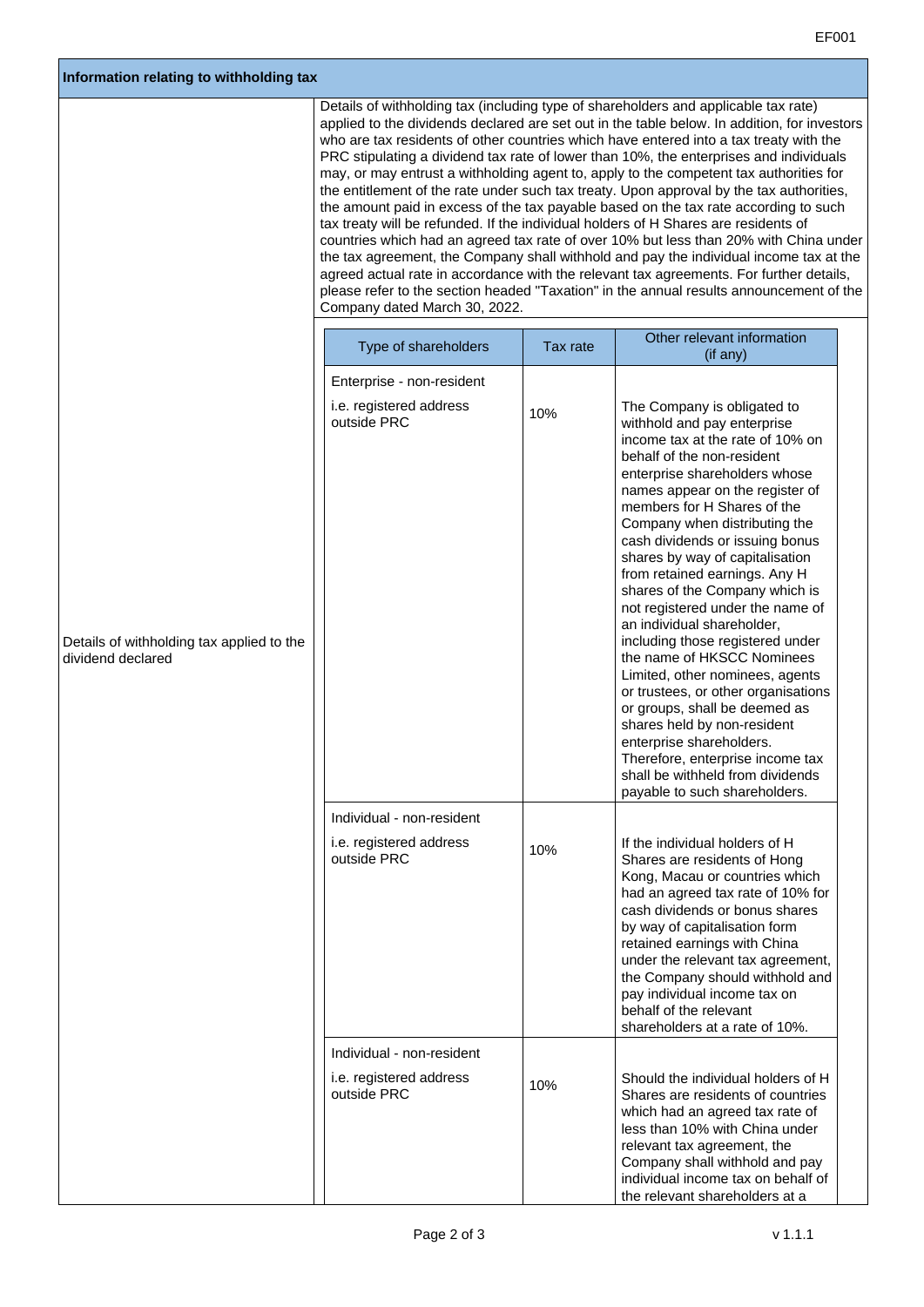| Information relating to withholding tax | |
|---|---|
| | Details of withholding tax (including type of shareholders and applicable tax rate) applied to the dividends declared are set out in the table below. In addition, for investors who are tax residents of other countries which have entered into a tax treaty with the PRC stipulating a dividend tax rate of lower than 10%, the enterprises and individuals may, or may entrust a withholding agent to, apply to the competent tax authorities for the entitlement of the rate under such tax treaty. Upon approval by the tax authorities, the amount paid in excess of the tax payable based on the tax rate according to such tax treaty will be refunded. If the individual holders of H Shares are residents of countries which had an agreed tax rate of over 10% but less than 20% with China under the tax agreement, the Company shall withhold and pay the individual income tax at the agreed actual rate in accordance with the relevant tax agreements. For further details, please refer to the section headed "Taxation" in the annual results announcement of the Company dated March 30, 2022. |
| Details of withholding tax applied to the dividend declared | (see table below) |

| Type of shareholders | Tax rate | Other relevant information (if any) |
|---|---|---|
| Enterprise - non-resident<br>i.e. registered address outside PRC | 10% | The Company is obligated to withhold and pay enterprise income tax at the rate of 10% on behalf of the non-resident enterprise shareholders whose names appear on the register of members for H Shares of the Company when distributing the cash dividends or issuing bonus shares by way of capitalisation from retained earnings. Any H shares of the Company which is not registered under the name of an individual shareholder, including those registered under the name of HKSCC Nominees Limited, other nominees, agents or trustees, or other organisations or groups, shall be deemed as shares held by non-resident enterprise shareholders. Therefore, enterprise income tax shall be withheld from dividends payable to such shareholders. |
| Individual - non-resident<br>i.e. registered address outside PRC | 10% | If the individual holders of H Shares are residents of Hong Kong, Macau or countries which had an agreed tax rate of 10% for cash dividends or bonus shares by way of capitalisation form retained earnings with China under the relevant tax agreement, the Company should withhold and pay individual income tax on behalf of the relevant shareholders at a rate of 10%. |
| Individual - non-resident<br>i.e. registered address outside PRC | 10% | Should the individual holders of H Shares are residents of countries which had an agreed tax rate of less than 10% with China under relevant tax agreement, the Company shall withhold and pay individual income tax on behalf of the relevant shareholders at a |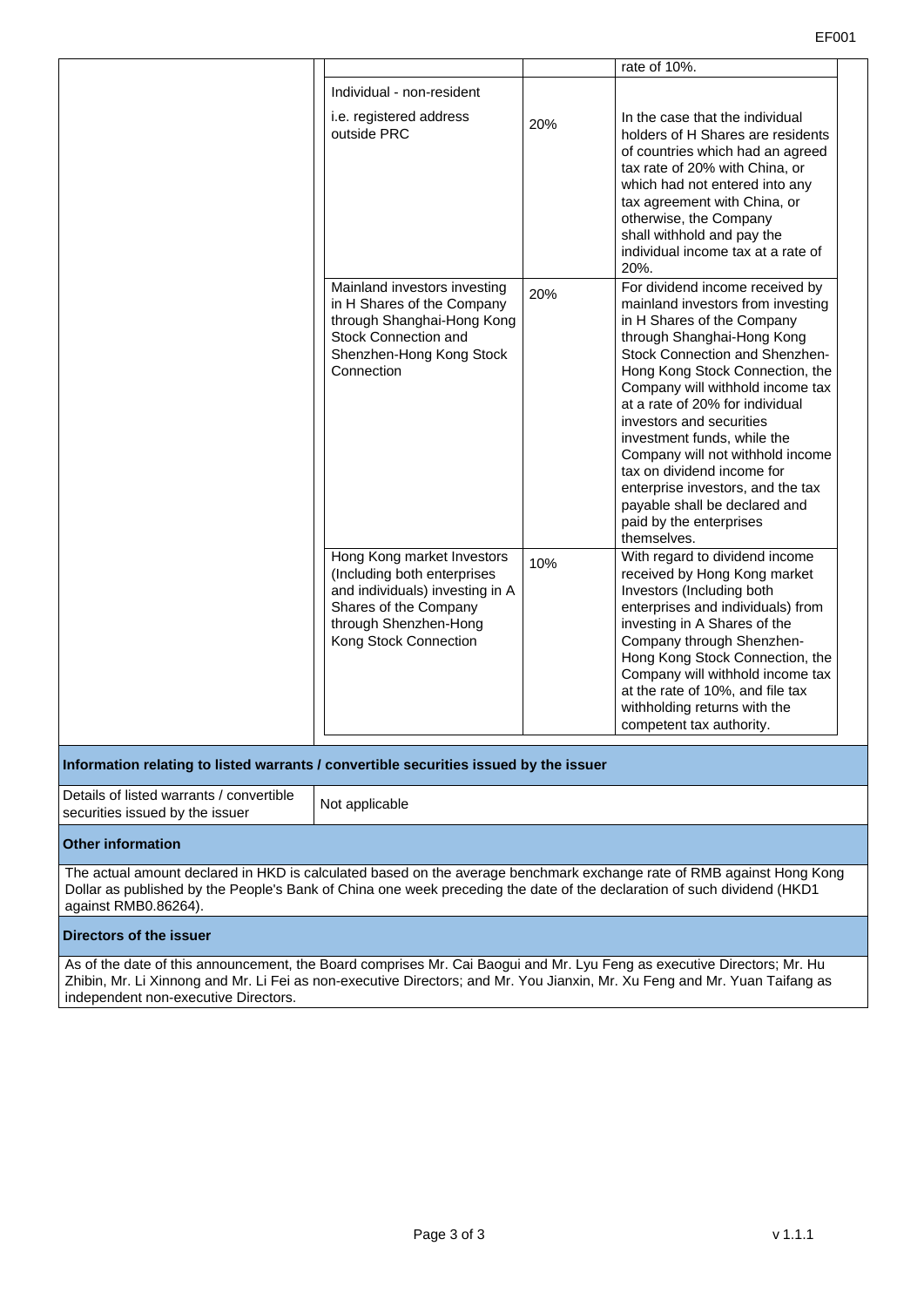| | | | |
|---|---|---|---|
| | | | rate of 10%. |
| | Individual - non-resident<br><br>i.e. registered address outside PRC | 20% | In the case that the individual holders of H Shares are residents of countries which had an agreed tax rate of 20% with China, or which had not entered into any tax agreement with China, or otherwise, the Company shall withhold and pay the individual income tax at a rate of 20%. |
| | Mainland investors investing in H Shares of the Company through Shanghai-Hong Kong Stock Connection and Shenzhen-Hong Kong Stock Connection | 20% | For dividend income received by mainland investors from investing in H Shares of the Company through Shanghai-Hong Kong Stock Connection and Shenzhen-Hong Kong Stock Connection, the Company will withhold income tax at a rate of 20% for individual investors and securities investment funds, while the Company will not withhold income tax on dividend income for enterprise investors, and the tax payable shall be declared and paid by the enterprises themselves. |
| | Hong Kong market Investors (Including both enterprises and individuals) investing in A Shares of the Company through Shenzhen-Hong Kong Stock Connection | 10% | With regard to dividend income received by Hong Kong market Investors (Including both enterprises and individuals) from investing in A Shares of the Company through Shenzhen-Hong Kong Stock Connection, the Company will withhold income tax at the rate of 10%, and file tax withholding returns with the competent tax authority. |

**Information relating to listed warrants / convertible securities issued by the issuer**

| | |
|---|---|
| Details of listed warrants / convertible securities issued by the issuer | Not applicable |

**Other information**

The actual amount declared in HKD is calculated based on the average benchmark exchange rate of RMB against Hong Kong Dollar as published by the People's Bank of China one week preceding the date of the declaration of such dividend (HKD1 against RMB0.86264).

**Directors of the issuer**

As of the date of this announcement, the Board comprises Mr. Cai Baogui and Mr. Lyu Feng as executive Directors; Mr. Hu Zhibin, Mr. Li Xinnong and Mr. Li Fei as non-executive Directors; and Mr. You Jianxin, Mr. Xu Feng and Mr. Yuan Taifang as independent non-executive Directors.